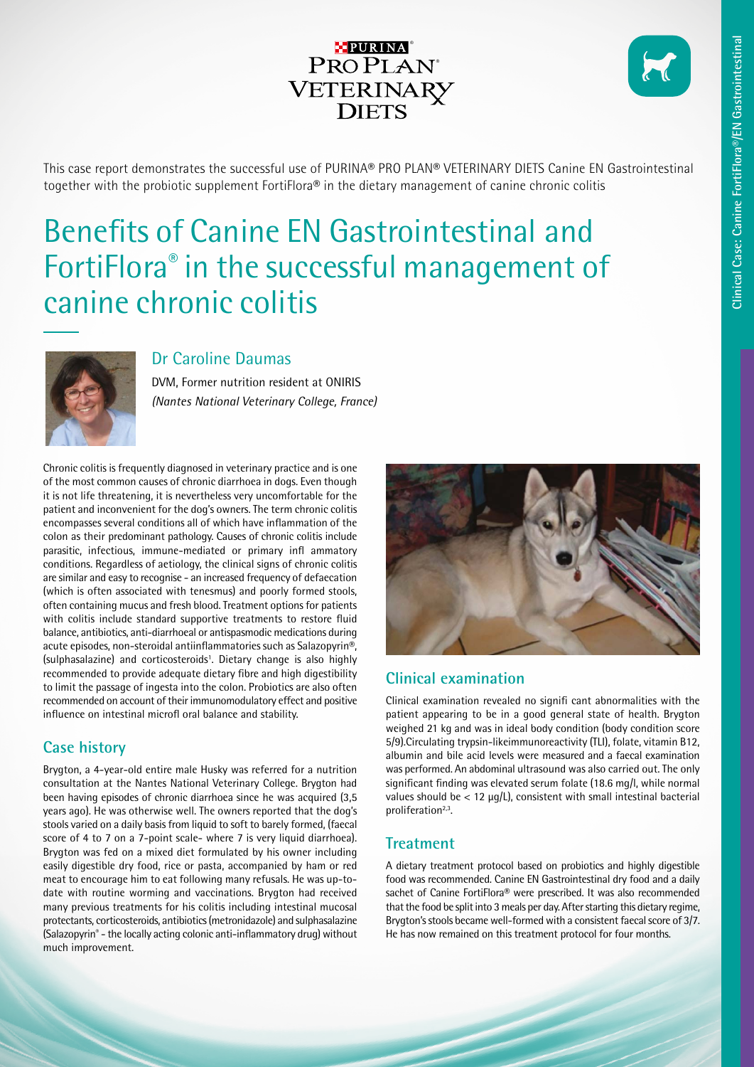This case report demonstrates the successful use of PURINA® PRO PLAN® VETERINARY DIETS Canine EN Gastrointestinal together with the probiotic supplement FortiFlora® in the dietary management of canine chronic colitis

# Benefits of Canine EN Gastrointestinal and FortiFlora® in the successful management of canine chronic colitis

## Dr Caroline Daumas

DVM, Former nutrition resident at ONIRIS
*(Nantes National Veterinary College, France)*

Chronic colitis is frequently diagnosed in veterinary practice and is one of the most common causes of chronic diarrhoea in dogs. Even though it is not life threatening, it is nevertheless very uncomfortable for the patient and inconvenient for the dog's owners. The term chronic colitis encompasses several conditions all of which have inflammation of the colon as their predominant pathology. Causes of chronic colitis include parasitic, infectious, immune-mediated or primary infl ammatory conditions. Regardless of aetiology, the clinical signs of chronic colitis are similar and easy to recognise - an increased frequency of defaecation (which is often associated with tenesmus) and poorly formed stools, often containing mucus and fresh blood. Treatment options for patients with colitis include standard supportive treatments to restore fluid balance, antibiotics, anti-diarrhoeal or antispasmodic medications during acute episodes, non-steroidal antiinflammatories such as Salazopyrin®, (sulphasalazine) and corticosteroids[1]. Dietary change is also highly recommended to provide adequate dietary fibre and high digestibility to limit the passage of ingesta into the colon. Probiotics are also often recommended on account of their immunomodulatory effect and positive influence on intestinal microfl oral balance and stability.

## Case history

Brygton, a 4-year-old entire male Husky was referred for a nutrition consultation at the Nantes National Veterinary College. Brygton had been having episodes of chronic diarrhoea since he was acquired (3,5 years ago). He was otherwise well. The owners reported that the dog's stools varied on a daily basis from liquid to soft to barely formed, (faecal score of 4 to 7 on a 7-point scale- where 7 is very liquid diarrhoea). Brygton was fed on a mixed diet formulated by his owner including easily digestible dry food, rice or pasta, accompanied by ham or red meat to encourage him to eat following many refusals. He was up-to-date with routine worming and vaccinations. Brygton had received many previous treatments for his colitis including intestinal mucosal protectants, corticosteroids, antibiotics (metronidazole) and sulphasalazine (Salazopyrin® - the locally acting colonic anti-inflammatory drug) without much improvement.

## Clinical examination

Clinical examination revealed no signifi cant abnormalities with the patient appearing to be in a good general state of health. Brygton weighed 21 kg and was in ideal body condition (body condition score 5/9).Circulating trypsin-likeimmunoreactivity (TLI), folate, vitamin B12, albumin and bile acid levels were measured and a faecal examination was performed. An abdominal ultrasound was also carried out. The only significant finding was elevated serum folate (18.6 mg/l, while normal values should be < 12 µg/L), consistent with small intestinal bacterial proliferation[2,3].

## Treatment

A dietary treatment protocol based on probiotics and highly digestible food was recommended. Canine EN Gastrointestinal dry food and a daily sachet of Canine FortiFlora® were prescribed. It was also recommended that the food be split into 3 meals per day. After starting this dietary regime, Brygton's stools became well-formed with a consistent faecal score of 3/7. He has now remained on this treatment protocol for four months.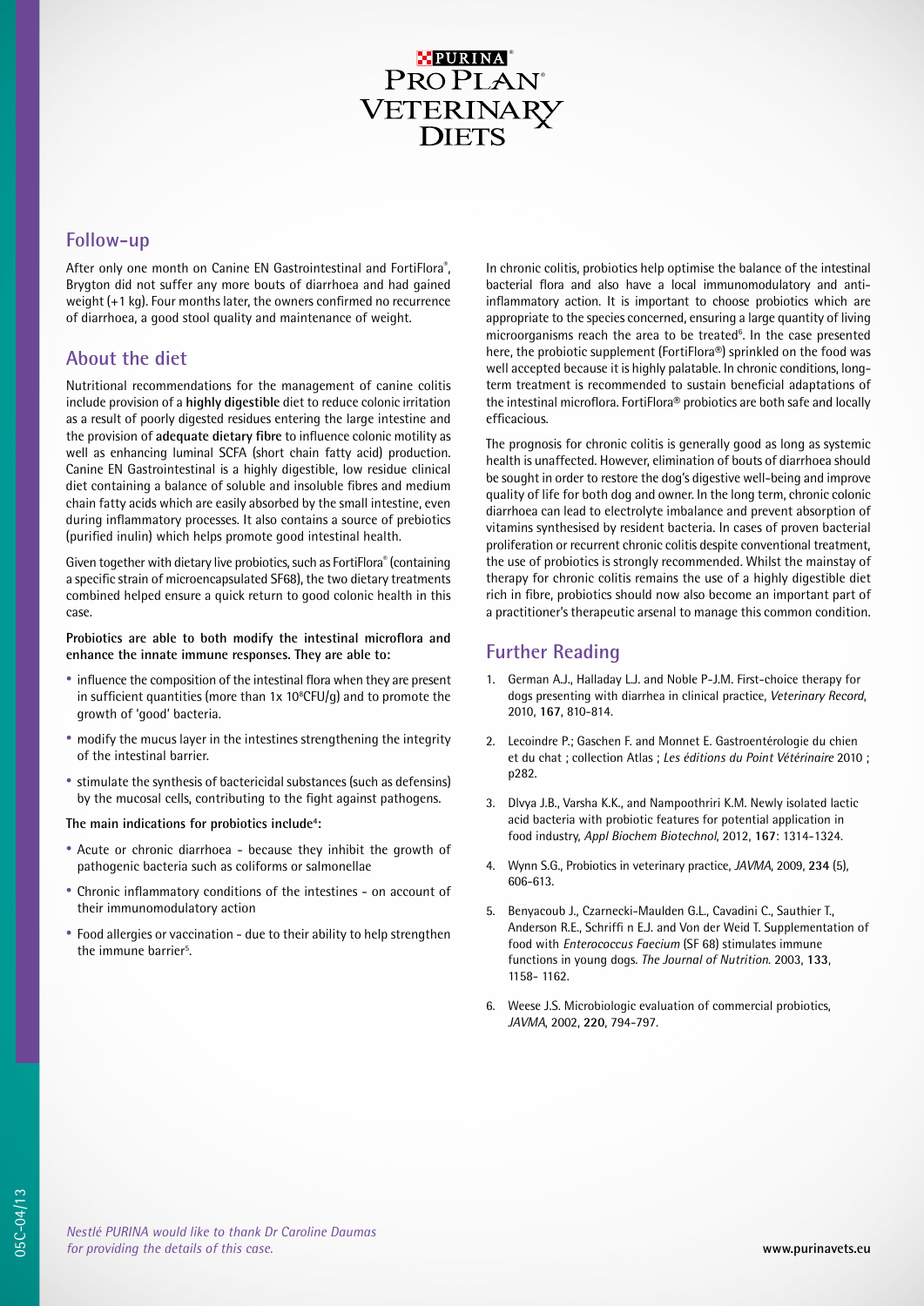## Follow-up

After only one month on Canine EN Gastrointestinal and FortiFlora®, Brygton did not suffer any more bouts of diarrhoea and had gained weight (+1 kg). Four months later, the owners confirmed no recurrence of diarrhoea, a good stool quality and maintenance of weight.

## About the diet

Nutritional recommendations for the management of canine colitis include provision of a **highly digestible** diet to reduce colonic irritation as a result of poorly digested residues entering the large intestine and the provision of **adequate dietary fibre** to influence colonic motility as well as enhancing luminal SCFA (short chain fatty acid) production. Canine EN Gastrointestinal is a highly digestible, low residue clinical diet containing a balance of soluble and insoluble fibres and medium chain fatty acids which are easily absorbed by the small intestine, even during inflammatory processes. It also contains a source of prebiotics (purified inulin) which helps promote good intestinal health.

Given together with dietary live probiotics, such as FortiFlora® (containing a specific strain of microencapsulated SF68), the two dietary treatments combined helped ensure a quick return to good colonic health in this case.

**Probiotics are able to both modify the intestinal microflora and enhance the innate immune responses. They are able to:**

- influence the composition of the intestinal flora when they are present in sufficient quantities (more than $1x\ 10^{8}$CFU/g) and to promote the growth of 'good' bacteria.
- modify the mucus layer in the intestines strengthening the integrity of the intestinal barrier.
- stimulate the synthesis of bactericidal substances (such as defensins) by the mucosal cells, contributing to the fight against pathogens.

**The main indications for probiotics include[4]:**

- Acute or chronic diarrhoea - because they inhibit the growth of pathogenic bacteria such as coliforms or salmonellae
- Chronic inflammatory conditions of the intestines - on account of their immunomodulatory action
- Food allergies or vaccination - due to their ability to help strengthen the immune barrier[5].

In chronic colitis, probiotics help optimise the balance of the intestinal bacterial flora and also have a local immunomodulatory and anti-inflammatory action. It is important to choose probiotics which are appropriate to the species concerned, ensuring a large quantity of living microorganisms reach the area to be treated[6]. In the case presented here, the probiotic supplement (FortiFlora®) sprinkled on the food was well accepted because it is highly palatable. In chronic conditions, long-term treatment is recommended to sustain beneficial adaptations of the intestinal microflora. FortiFlora® probiotics are both safe and locally efficacious.

The prognosis for chronic colitis is generally good as long as systemic health is unaffected. However, elimination of bouts of diarrhoea should be sought in order to restore the dog's digestive well-being and improve quality of life for both dog and owner. In the long term, chronic colonic diarrhoea can lead to electrolyte imbalance and prevent absorption of vitamins synthesised by resident bacteria. In cases of proven bacterial proliferation or recurrent chronic colitis despite conventional treatment, the use of probiotics is strongly recommended. Whilst the mainstay of therapy for chronic colitis remains the use of a highly digestible diet rich in fibre, probiotics should now also become an important part of a practitioner's therapeutic arsenal to manage this common condition.

## Further Reading

1. German A.J., Halladay L.J. and Noble P-J.M. First-choice therapy for dogs presenting with diarrhea in clinical practice, *Veterinary Record*, 2010, **167**, 810-814.
2. Lecoindre P.; Gaschen F. and Monnet E. Gastroentérologie du chien et du chat ; collection Atlas ; *Les éditions du Point Vétérinaire* 2010 ; p282.
3. Dlvya J.B., Varsha K.K., and Nampoothriri K.M. Newly isolated lactic acid bacteria with probiotic features for potential application in food industry, *Appl Biochem Biotechnol*, 2012, **167**: 1314-1324.
4. Wynn S.G., Probiotics in veterinary practice, *JAVMA*, 2009, **234** (5), 606-613.
5. Benyacoub J., Czarnecki-Maulden G.L., Cavadini C., Sauthier T., Anderson R.E., Schriffi n E.J. and Von der Weid T. Supplementation of food with *Enterococcus Faecium* (SF 68) stimulates immune functions in young dogs. *The Journal of Nutrition*. 2003, **133**, 1158- 1162.
6. Weese J.S. Microbiologic evaluation of commercial probiotics, *JAVMA*, 2002, **220**, 794-797.

*Nestlé PURINA would like to thank Dr Caroline Daumas for providing the details of this case.*

**www.purinavets.eu**

05C-04/13